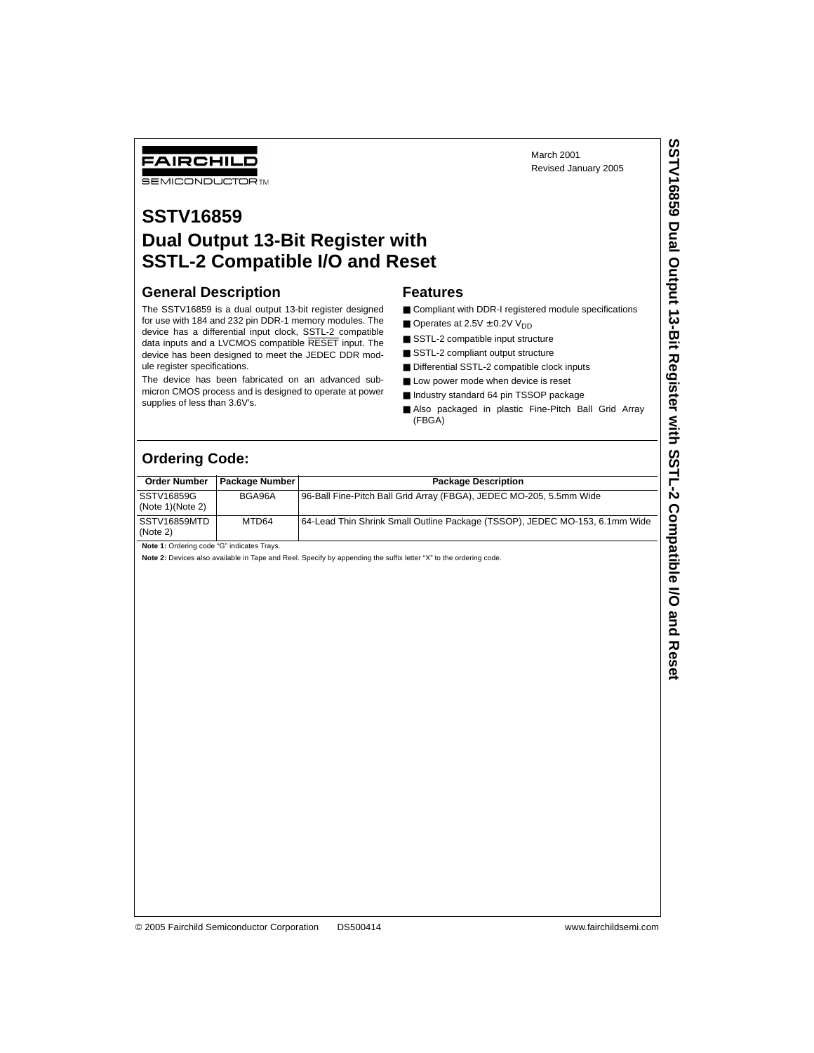FAIRCHILD SEMICONDUCTOR™

March 2001
Revised January 2005

# SSTV16859 Dual Output 13-Bit Register with SSTL-2 Compatible I/O and Reset

## General Description

The SSTV16859 is a dual output 13-bit register designed for use with 184 and 232 pin DDR-1 memory modules. The device has a differential input clock, SSTL-2 compatible data inputs and a LVCMOS compatible $\overline{\text{RESET}}$ input. The device has been designed to meet the JEDEC DDR module register specifications.

The device has been fabricated on an advanced submicron CMOS process and is designed to operate at power supplies of less than 3.6V's.

## Features

- Compliant with DDR-I registered module specifications
- Operates at 2.5V ±0.2V $V_{DD}$
- SSTL-2 compatible input structure
- SSTL-2 compliant output structure
- Differential SSTL-2 compatible clock inputs
- Low power mode when device is reset
- Industry standard 64 pin TSSOP package
- Also packaged in plastic Fine-Pitch Ball Grid Array (FBGA)

## Ordering Code:

| Order Number | Package Number | Package Description |
|---|---|---|
| SSTV16859G (Note 1)(Note 2) | BGA96A | 96-Ball Fine-Pitch Ball Grid Array (FBGA), JEDEC MO-205, 5.5mm Wide |
| SSTV16859MTD (Note 2) | MTD64 | 64-Lead Thin Shrink Small Outline Package (TSSOP), JEDEC MO-153, 6.1mm Wide |

**Note 1:** Ordering code "G" indicates Trays.

**Note 2:** Devices also available in Tape and Reel. Specify by appending the suffix letter "X" to the ordering code.

© 2005 Fairchild Semiconductor Corporation DS500414 www.fairchildsemi.com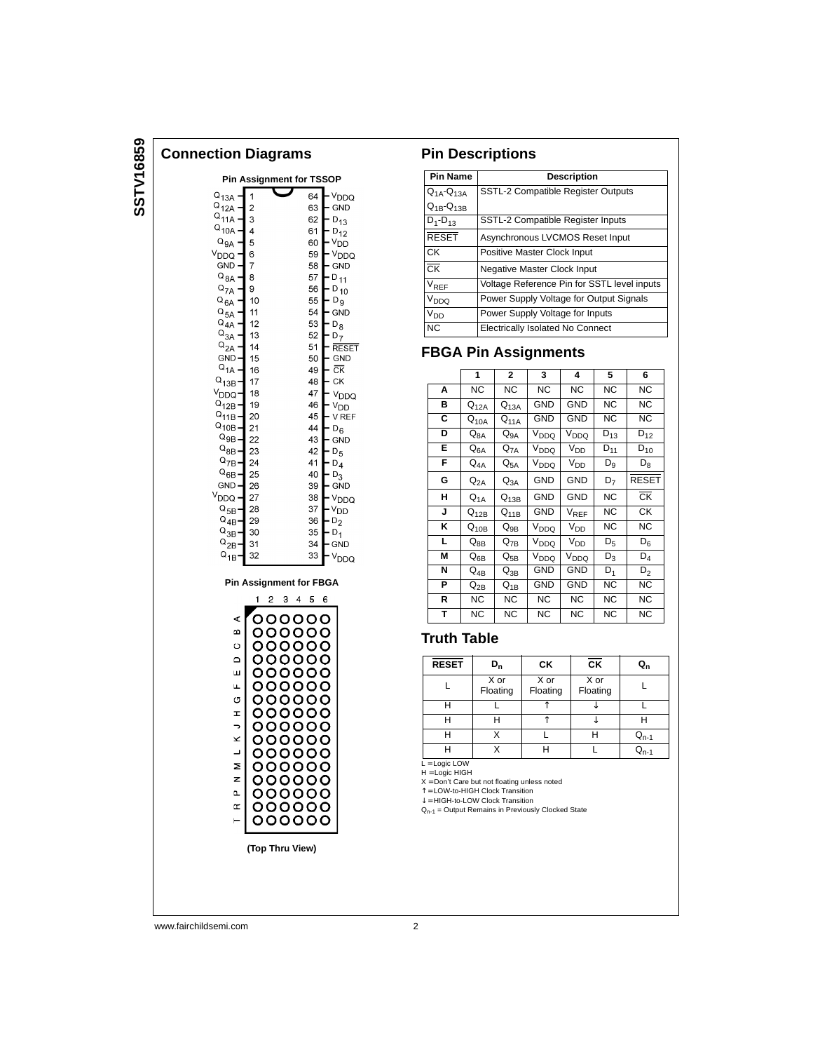## Connection Diagrams

**Pin Assignment for TSSOP**

| Pin Name | Pin | Pin | Pin Name |
|---|---|---|---|
| $Q_{13A}$ | 1 | 64 | $V_{DDQ}$ |
| $Q_{12A}$ | 2 | 63 | GND |
| $Q_{11A}$ | 3 | 62 | $D_{13}$ |
| $Q_{10A}$ | 4 | 61 | $D_{12}$ |
| $Q_{9A}$ | 5 | 60 | $V_{DD}$ |
| $V_{DDQ}$ | 6 | 59 | $V_{DDQ}$ |
| GND | 7 | 58 | GND |
| $Q_{8A}$ | 8 | 57 | $D_{11}$ |
| $Q_{7A}$ | 9 | 56 | $D_{10}$ |
| $Q_{6A}$ | 10 | 55 | $D_9$ |
| $Q_{5A}$ | 11 | 54 | GND |
| $Q_{4A}$ | 12 | 53 | $D_8$ |
| $Q_{3A}$ | 13 | 52 | $D_7$ |
| $Q_{2A}$ | 14 | 51 | $\overline{RESET}$ |
| GND | 15 | 50 | GND |
| $Q_{1A}$ | 16 | 49 | $\overline{CK}$ |
| $Q_{13B}$ | 17 | 48 | CK |
| $V_{DDQ}$ | 18 | 47 | $V_{DDQ}$ |
| $Q_{12B}$ | 19 | 46 | $V_{DD}$ |
| $Q_{11B}$ | 20 | 45 | V REF |
| $Q_{10B}$ | 21 | 44 | $D_6$ |
| $Q_{9B}$ | 22 | 43 | GND |
| $Q_{8B}$ | 23 | 42 | $D_5$ |
| $Q_{7B}$ | 24 | 41 | $D_4$ |
| $Q_{6B}$ | 25 | 40 | $D_3$ |
| GND | 26 | 39 | GND |
| $V_{DDQ}$ | 27 | 38 | $V_{DDQ}$ |
| $Q_{5B}$ | 28 | 37 | $V_{DD}$ |
| $Q_{4B}$ | 29 | 36 | $D_2$ |
| $Q_{3B}$ | 30 | 35 | $D_1$ |
| $Q_{2B}$ | 31 | 34 | GND |
| $Q_{1B}$ | 32 | 33 | $V_{DDQ}$ |

**Pin Assignment for FBGA**

(Top Thru View)

## Pin Descriptions

| Pin Name | Description |
|---|---|
| $Q_{1A}$-$Q_{13A}$ $Q_{1B}$-$Q_{13B}$ | SSTL-2 Compatible Register Outputs |
| $D_1$-$D_{13}$ | SSTL-2 Compatible Register Inputs |
| $\overline{RESET}$ | Asynchronous LVCMOS Reset Input |
| CK | Positive Master Clock Input |
| $\overline{CK}$ | Negative Master Clock Input |
| $V_{REF}$ | Voltage Reference Pin for SSTL level inputs |
| $V_{DDQ}$ | Power Supply Voltage for Output Signals |
| $V_{DD}$ | Power Supply Voltage for Inputs |
| NC | Electrically Isolated No Connect |

## FBGA Pin Assignments

| | 1 | 2 | 3 | 4 | 5 | 6 |
|---|---|---|---|---|---|---|
| **A** | NC | NC | NC | NC | NC | NC |
| **B** | $Q_{12A}$ | $Q_{13A}$ | GND | GND | NC | NC |
| **C** | $Q_{10A}$ | $Q_{11A}$ | GND | GND | NC | NC |
| **D** | $Q_{8A}$ | $Q_{9A}$ | $V_{DDQ}$ | $V_{DDQ}$ | $D_{13}$ | $D_{12}$ |
| **E** | $Q_{6A}$ | $Q_{7A}$ | $V_{DDQ}$ | $V_{DD}$ | $D_{11}$ | $D_{10}$ |
| **F** | $Q_{4A}$ | $Q_{5A}$ | $V_{DDQ}$ | $V_{DD}$ | $D_9$ | $D_8$ |
| **G** | $Q_{2A}$ | $Q_{3A}$ | GND | GND | $D_7$ | $\overline{RESET}$ |
| **H** | $Q_{1A}$ | $Q_{13B}$ | GND | GND | NC | $\overline{CK}$ |
| **J** | $Q_{12B}$ | $Q_{11B}$ | GND | $V_{REF}$ | NC | CK |
| **K** | $Q_{10B}$ | $Q_{9B}$ | $V_{DDQ}$ | $V_{DD}$ | NC | NC |
| **L** | $Q_{8B}$ | $Q_{7B}$ | $V_{DDQ}$ | $V_{DD}$ | $D_5$ | $D_6$ |
| **M** | $Q_{6B}$ | $Q_{5B}$ | $V_{DDQ}$ | $V_{DDQ}$ | $D_3$ | $D_4$ |
| **N** | $Q_{4B}$ | $Q_{3B}$ | GND | GND | $D_1$ | $D_2$ |
| **P** | $Q_{2B}$ | $Q_{1B}$ | GND | GND | NC | NC |
| **R** | NC | NC | NC | NC | NC | NC |
| **T** | NC | NC | NC | NC | NC | NC |

## Truth Table

| $\overline{RESET}$ | $D_n$ | CK | $\overline{CK}$ | $Q_n$ |
|---|---|---|---|---|
| L | X or Floating | X or Floating | X or Floating | L |
| H | L | ↑ | ↓ | L |
| H | H | ↑ | ↓ | H |
| H | X | L | H | $Q_{n-1}$ |
| H | X | H | L | $Q_{n-1}$ |

L = Logic LOW
H = Logic HIGH
X = Don't Care but not floating unless noted
↑ = LOW-to-HIGH Clock Transition
↓ = HIGH-to-LOW Clock Transition
$Q_{n-1}$ = Output Remains in Previously Clocked State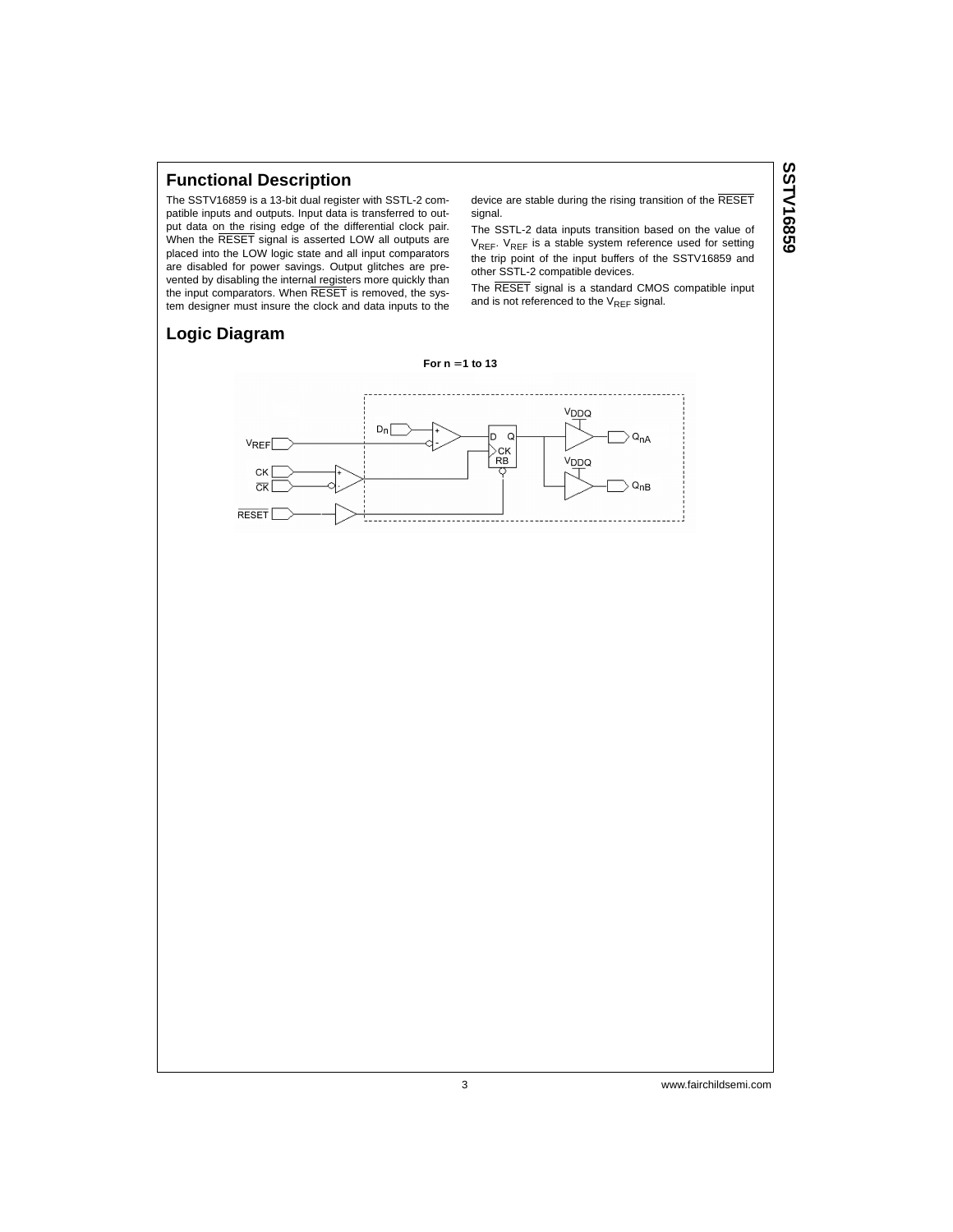## Functional Description

The SSTV16859 is a 13-bit dual register with SSTL-2 compatible inputs and outputs. Input data is transferred to output data on the rising edge of the differential clock pair. When the $\overline{RESET}$ signal is asserted LOW all outputs are placed into the LOW logic state and all input comparators are disabled for power savings. Output glitches are prevented by disabling the internal registers more quickly than the input comparators. When $\overline{RESET}$ is removed, the system designer must insure the clock and data inputs to the device are stable during the rising transition of the $\overline{RESET}$ signal.

The SSTL-2 data inputs transition based on the value of $V_{REF}$. $V_{REF}$ is a stable system reference used for setting the trip point of the input buffers of the SSTV16859 and other SSTL-2 compatible devices.

The $\overline{RESET}$ signal is a standard CMOS compatible input and is not referenced to the $V_{REF}$ signal.

## Logic Diagram

**For n = 1 to 13**

$V_{DDQ}$ $D_n$ D Q $Q_{nA}$ $V_{REF}$ CK RB $V_{DDQ}$ CK $\overline{CK}$ $Q_{nB}$ $\overline{RESET}$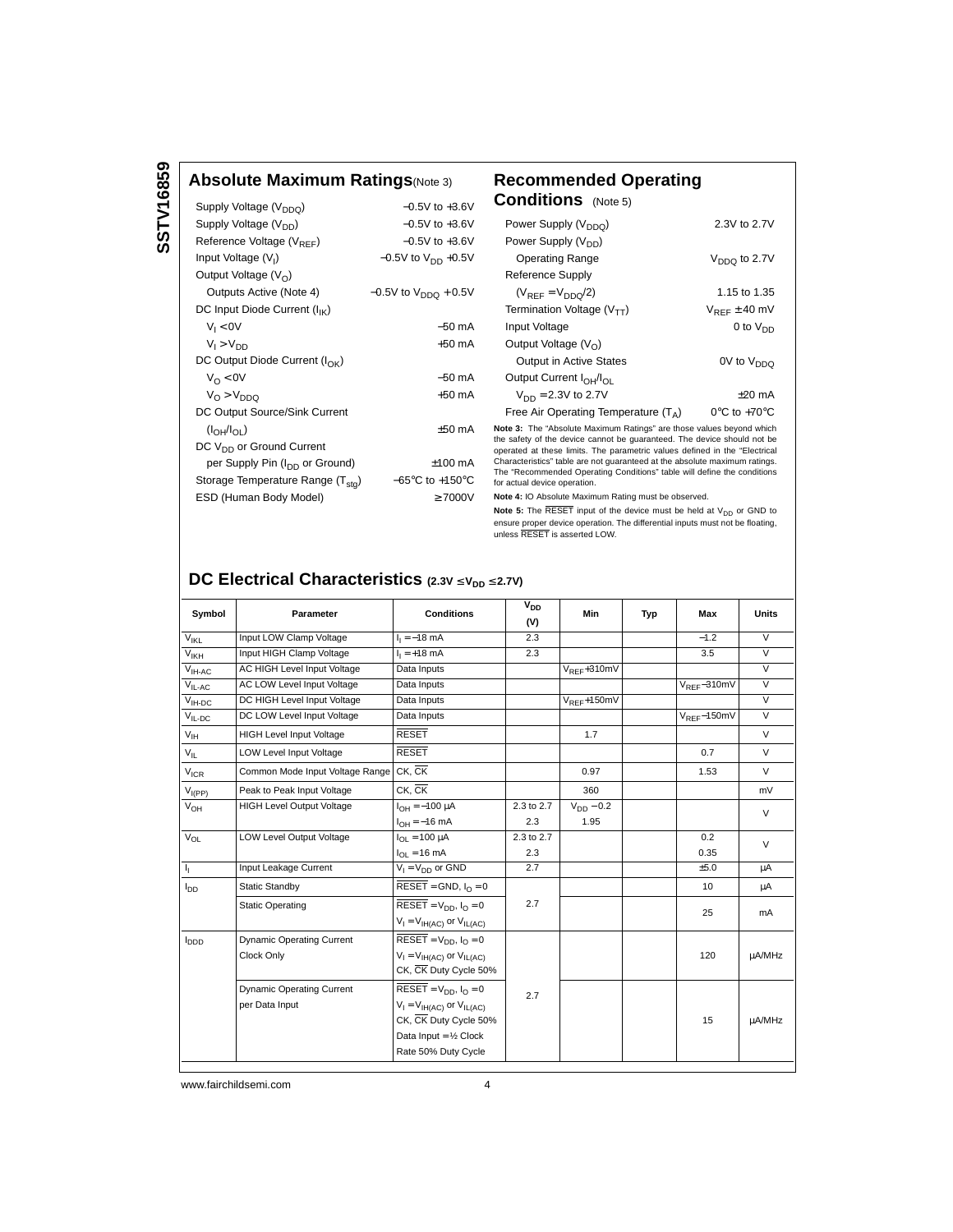## Absolute Maximum Ratings (Note 3)

| | |
|---|---|
| Supply Voltage ($V_{DDQ}$) | −0.5V to +3.6V |
| Supply Voltage ($V_{DD}$) | −0.5V to +3.6V |
| Reference Voltage ($V_{REF}$) | −0.5V to +3.6V |
| Input Voltage ($V_I$) | −0.5V to $V_{DD}$ +0.5V |
| Output Voltage ($V_O$) | |
| Outputs Active (Note 4) | −0.5V to $V_{DDQ}$ + 0.5V |
| DC Input Diode Current ($I_{IK}$) | |
| $V_I < 0V$ | −50 mA |
| $V_I > V_{DD}$ | +50 mA |
| DC Output Diode Current ($I_{OK}$) | |
| $V_O < 0V$ | −50 mA |
| $V_O > V_{DDQ}$ | +50 mA |
| DC Output Source/Sink Current | |
| ($I_{OH}/I_{OL}$) | ±50 mA |
| DC $V_{DD}$ or Ground Current | |
| per Supply Pin ($I_{DD}$ or Ground) | ±100 mA |
| Storage Temperature Range ($T_{stg}$) | −65°C to +150°C |
| ESD (Human Body Model) | ≥ 7000V |

## Recommended Operating Conditions (Note 5)

| | |
|---|---|
| Power Supply ($V_{DDQ}$) | 2.3V to 2.7V |
| Power Supply ($V_{DD}$) | |
| Operating Range | $V_{DDQ}$ to 2.7V |
| Reference Supply | |
| ($V_{REF} = V_{DDQ}/2$) | 1.15 to 1.35 |
| Termination Voltage ($V_{TT}$) | $V_{REF}$ ± 40 mV |
| Input Voltage | 0 to $V_{DD}$ |
| Output Voltage ($V_O$) | |
| Output in Active States | 0V to $V_{DDQ}$ |
| Output Current $I_{OH}/I_{OL}$ | |
| $V_{DD}$ = 2.3V to 2.7V | ±20 mA |
| Free Air Operating Temperature ($T_A$) | 0°C to +70°C |

**Note 3:** The "Absolute Maximum Ratings" are those values beyond which the safety of the device cannot be guaranteed. The device should not be operated at these limits. The parametric values defined in the "Electrical Characteristics" table are not guaranteed at the absolute maximum ratings. The "Recommended Operating Conditions" table will define the conditions for actual device operation.

**Note 4:** IO Absolute Maximum Rating must be observed.

**Note 5:** The $\overline{RESET}$ input of the device must be held at $V_{DD}$ or GND to ensure proper device operation. The differential inputs must not be floating, unless $\overline{RESET}$ is asserted LOW.

## DC Electrical Characteristics (2.3V ≤ $V_{DD}$ ≤ 2.7V)

| Symbol | Parameter | Conditions | $V_{DD}$ (V) | Min | Typ | Max | Units |
|---|---|---|---|---|---|---|---|
| $V_{IKL}$ | Input LOW Clamp Voltage | $I_I$ = −18 mA | 2.3 | | | −1.2 | V |
| $V_{IKH}$ | Input HIGH Clamp Voltage | $I_I$ = +18 mA | 2.3 | | | 3.5 | V |
| $V_{IH-AC}$ | AC HIGH Level Input Voltage | Data Inputs | | $V_{REF}$+310mV | | | V |
| $V_{IL-AC}$ | AC LOW Level Input Voltage | Data Inputs | | | | $V_{REF}$−310mV | V |
| $V_{IH-DC}$ | DC HIGH Level Input Voltage | Data Inputs | | $V_{REF}$+150mV | | | V |
| $V_{IL-DC}$ | DC LOW Level Input Voltage | Data Inputs | | | | $V_{REF}$−150mV | V |
| $V_{IH}$ | HIGH Level Input Voltage | $\overline{RESET}$ | | 1.7 | | | V |
| $V_{IL}$ | LOW Level Input Voltage | $\overline{RESET}$ | | | | 0.7 | V |
| $V_{ICR}$ | Common Mode Input Voltage Range | CK, $\overline{CK}$ | | 0.97 | | 1.53 | V |
| $V_{I(PP)}$ | Peak to Peak Input Voltage | CK, $\overline{CK}$ | | 360 | | | mV |
| $V_{OH}$ | HIGH Level Output Voltage | $I_{OH}$ = −100 μA | 2.3 to 2.7 | $V_{DD}$ − 0.2 | | | V |
| | | $I_{OH}$ = −16 mA | 2.3 | 1.95 | | | |
| $V_{OL}$ | LOW Level Output Voltage | $I_{OL}$ = 100 μA | 2.3 to 2.7 | | | 0.2 | V |
| | | $I_{OL}$ = 16 mA | 2.3 | | | 0.35 | |
| $I_I$ | Input Leakage Current | $V_I = V_{DD}$ or GND | 2.7 | | | ±5.0 | μA |
| $I_{DD}$ | Static Standby | $\overline{RESET}$ = GND, $I_O$ = 0 | 2.7 | | | 10 | μA |
| | Static Operating | $\overline{RESET} = V_{DD}$, $I_O$ = 0, $V_I = V_{IH(AC)}$ or $V_{IL(AC)}$ | | | | 25 | mA |
| $I_{DDD}$ | Dynamic Operating Current Clock Only | $\overline{RESET} = V_{DD}$, $I_O$ = 0, $V_I = V_{IH(AC)}$ or $V_{IL(AC)}$, CK, $\overline{CK}$ Duty Cycle 50% | 2.7 | | | 120 | μA/MHz |
| | Dynamic Operating Current per Data Input | $\overline{RESET} = V_{DD}$, $I_O$ = 0, $V_I = V_{IH(AC)}$ or $V_{IL(AC)}$, CK, $\overline{CK}$ Duty Cycle 50%, Data Input = ½ Clock Rate 50% Duty Cycle | | | | 15 | μA/MHz |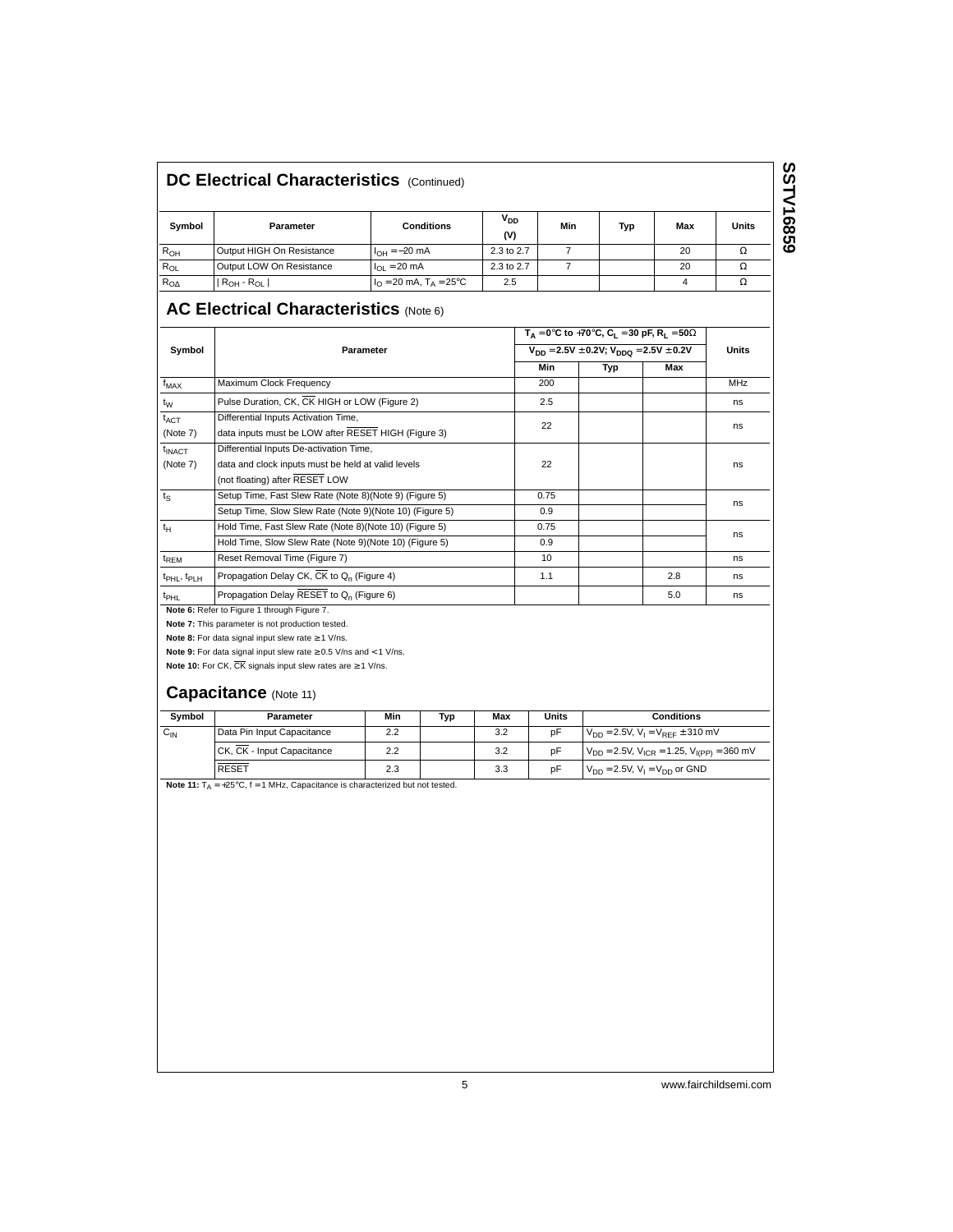## DC Electrical Characteristics (Continued)

| Symbol | Parameter | Conditions | $V_{DD}$ (V) | Min | Typ | Max | Units |
|---|---|---|---|---|---|---|---|
| $R_{OH}$ | Output HIGH On Resistance | $I_{OH} = -20$ mA | 2.3 to 2.7 | 7 | | 20 | Ω |
| $R_{OL}$ | Output LOW On Resistance | $I_{OL} = 20$ mA | 2.3 to 2.7 | 7 | | 20 | Ω |
| $R_{O\Delta}$ | $\lvert R_{OH} - R_{OL} \rvert$ | $I_O = 20$ mA, $T_A = 25°C$ | 2.5 | | | 4 | Ω |

## AC Electrical Characteristics (Note 6)

| Symbol | Parameter | $T_A = 0°C$ to $+70°C$, $C_L = 30$ pF, $R_L = 50\Omega$ | | | Units |
|---|---|---|---|---|---|
| | | $V_{DD} = 2.5V \pm 0.2V$; $V_{DDQ} = 2.5V \pm 0.2V$ | | | |
| | | Min | Typ | Max | |
| $f_{MAX}$ | Maximum Clock Frequency | 200 | | | MHz |
| $t_W$ | Pulse Duration, CK, $\overline{CK}$ HIGH or LOW (Figure 2) | 2.5 | | | ns |
| $t_{ACT}$ (Note 7) | Differential Inputs Activation Time, data inputs must be LOW after $\overline{RESET}$ HIGH (Figure 3) | 22 | | | ns |
| $t_{INACT}$ (Note 7) | Differential Inputs De-activation Time, data and clock inputs must be held at valid levels (not floating) after $\overline{RESET}$ LOW | 22 | | | ns |
| $t_S$ | Setup Time, Fast Slew Rate (Note 8)(Note 9) (Figure 5) | 0.75 | | | ns |
| | Setup Time, Slow Slew Rate (Note 9)(Note 10) (Figure 5) | 0.9 | | | |
| $t_H$ | Hold Time, Fast Slew Rate (Note 8)(Note 10) (Figure 5) | 0.75 | | | ns |
| | Hold Time, Slow Slew Rate (Note 9)(Note 10) (Figure 5) | 0.9 | | | |
| $t_{REM}$ | Reset Removal Time (Figure 7) | 10 | | | ns |
| $t_{PHL}$, $t_{PLH}$ | Propagation Delay CK, $\overline{CK}$ to $Q_n$ (Figure 4) | 1.1 | | 2.8 | ns |
| $t_{PHL}$ | Propagation Delay $\overline{RESET}$ to $Q_n$ (Figure 6) | | | 5.0 | ns |

**Note 6:** Refer to Figure 1 through Figure 7.

**Note 7:** This parameter is not production tested.

**Note 8:** For data signal input slew rate ≥ 1 V/ns.

**Note 9:** For data signal input slew rate ≥ 0.5 V/ns and < 1 V/ns.

**Note 10:** For CK, $\overline{CK}$ signals input slew rates are ≥ 1 V/ns.

## Capacitance (Note 11)

| Symbol | Parameter | Min | Typ | Max | Units | Conditions |
|---|---|---|---|---|---|---|
| $C_{IN}$ | Data Pin Input Capacitance | 2.2 | | 3.2 | pF | $V_{DD} = 2.5V$, $V_I = V_{REF} \pm 310$ mV |
| | CK, $\overline{CK}$ - Input Capacitance | 2.2 | | 3.2 | pF | $V_{DD} = 2.5V$, $V_{ICR} = 1.25$, $V_{I(PP)} = 360$ mV |
| | $\overline{RESET}$ | 2.3 | | 3.3 | pF | $V_{DD} = 2.5V$, $V_I = V_{DD}$ or GND |

**Note 11:** $T_A = +25°C$, f = 1 MHz, Capacitance is characterized but not tested.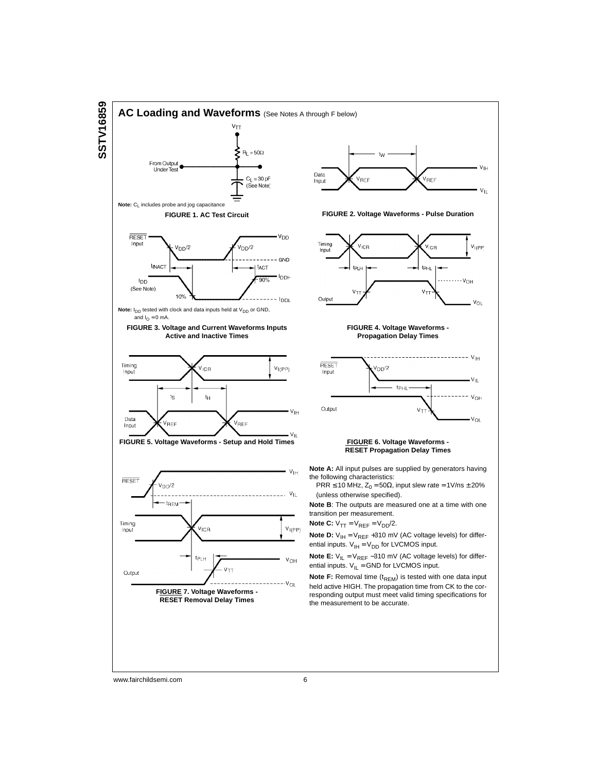## AC Loading and Waveforms (See Notes A through F below)

**Note:** $C_L$ includes probe and jog capacitance

**FIGURE 1. AC Test Circuit**

**FIGURE 2. Voltage Waveforms - Pulse Duration**

**Note:** $I_{DD}$ tested with clock and data inputs held at $V_{DD}$ or GND, and $I_O = 0$ mA.

**FIGURE 3. Voltage and Current Waveforms Inputs Active and Inactive Times**

**FIGURE 4. Voltage Waveforms - Propagation Delay Times**

**FIGURE 5. Voltage Waveforms - Setup and Hold Times**

**FIGURE 6. Voltage Waveforms - RESET Propagation Delay Times**

**FIGURE 7. Voltage Waveforms - RESET Removal Delay Times**

**Note A:** All input pulses are supplied by generators having the following characteristics:
PRR $\leq$ 10 MHz, $Z_0 = 50\Omega$, input slew rate = 1V/ns ± 20% (unless otherwise specified).

**Note B**: The outputs are measured one at a time with one transition per measurement.

**Note C:** $V_{TT} = V_{REF} = V_{DD}/2$.

**Note D:** $V_{IH} = V_{REF}$ +310 mV (AC voltage levels) for differential inputs. $V_{IH} = V_{DD}$ for LVCMOS input.

**Note E:** $V_{IL} = V_{REF}$ −310 mV (AC voltage levels) for differential inputs. $V_{IL}$ = GND for LVCMOS input.

**Note F:** Removal time ($t_{REM}$) is tested with one data input held active HIGH. The propagation time from CK to the corresponding output must meet valid timing specifications for the measurement to be accurate.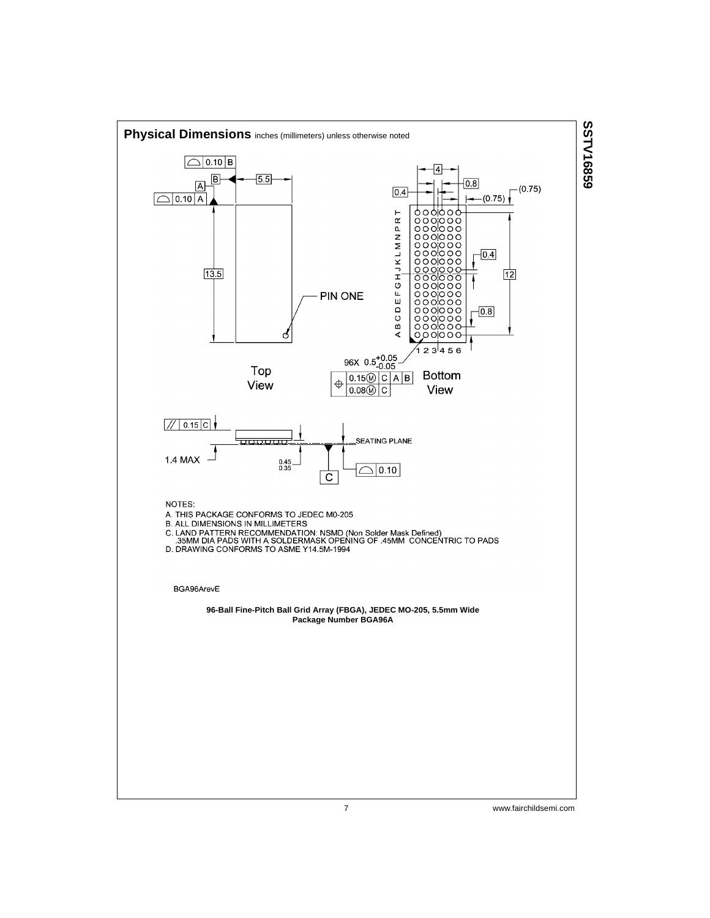## Physical Dimensions inches (millimeters) unless otherwise noted

NOTES:

A. THIS PACKAGE CONFORMS TO JEDEC M0-205

B. ALL DIMENSIONS IN MILLIMETERS

C. LAND PATTERN RECOMMENDATION: NSMD (Non Solder Mask Defined) .35MM DIA PADS WITH A SOLDERMASK OPENING OF .45MM CONCENTRIC TO PADS

D. DRAWING CONFORMS TO ASME Y14.5M-1994

BGA96ArevE

**96-Ball Fine-Pitch Ball Grid Array (FBGA), JEDEC MO-205, 5.5mm Wide**
**Package Number BGA96A**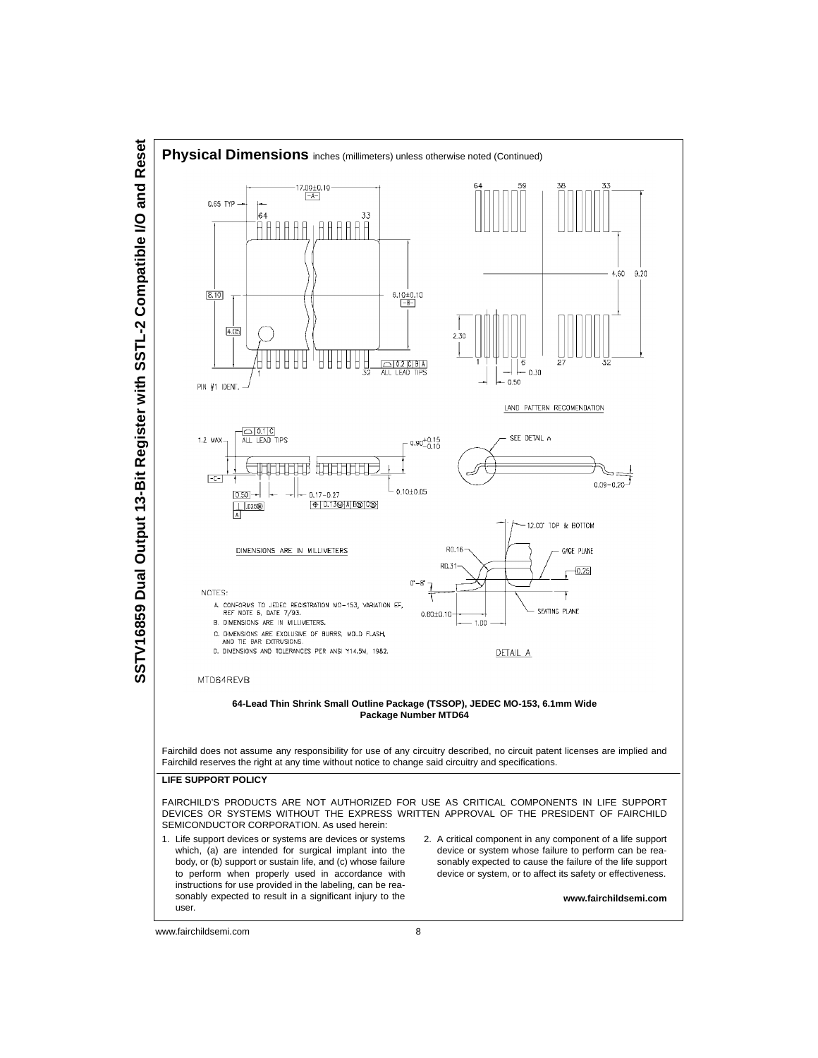## Physical Dimensions inches (millimeters) unless otherwise noted (Continued)

17.00±0.10
-A-
0.65 TYP
64
33
8.10
4.05
6.10±0.10
-B-
0.2 C B A
ALL LEAD TIPS
1
32
PIN #1 IDENT.

64
59
38
33
4.60
9.20
2.30
1
6
27
32
0.30
0.50

LAND PATTERN RECOMENDATION

0.1 C
ALL LEAD TIPS
1.2 MAX
-C-
0.90 +0.15 −0.10
0.10±0.05
0.50
0.17–0.27
0.13 A B C
.025
A

SEE DETAIL A
0.09–0.20

12.00° TOP & BOTTOM

DIMENSIONS ARE IN MILLIMETERS

R0.16
R0.31
GAGE PLANE
0.25
0°–8°
0.60±0.10
1.00
SEATING PLANE
DETAIL A

NOTES:

A. CONFORMS TO JEDEC REGISTRATION MO-153, VARIATION EF, REF NOTE 6, DATE 7/93.

B. DIMENSIONS ARE IN MILLIMETERS.

C. DIMENSIONS ARE EXCLUSIVE OF BURRS, MOLD FLASH, AND TIE BAR EXTRUSIONS.

D. DIMENSIONS AND TOLERANCES PER ANSI Y14.5M, 1982.

MTD64REVB

**64-Lead Thin Shrink Small Outline Package (TSSOP), JEDEC MO-153, 6.1mm Wide**
**Package Number MTD64**

Fairchild does not assume any responsibility for use of any circuitry described, no circuit patent licenses are implied and Fairchild reserves the right at any time without notice to change said circuitry and specifications.

**LIFE SUPPORT POLICY**

FAIRCHILD'S PRODUCTS ARE NOT AUTHORIZED FOR USE AS CRITICAL COMPONENTS IN LIFE SUPPORT DEVICES OR SYSTEMS WITHOUT THE EXPRESS WRITTEN APPROVAL OF THE PRESIDENT OF FAIRCHILD SEMICONDUCTOR CORPORATION. As used herein:

1. Life support devices or systems are devices or systems which, (a) are intended for surgical implant into the body, or (b) support or sustain life, and (c) whose failure to perform when properly used in accordance with instructions for use provided in the labeling, can be reasonably expected to result in a significant injury to the user.
2. A critical component in any component of a life support device or system whose failure to perform can be reasonably expected to cause the failure of the life support device or system, or to affect its safety or effectiveness.

**www.fairchildsemi.com**